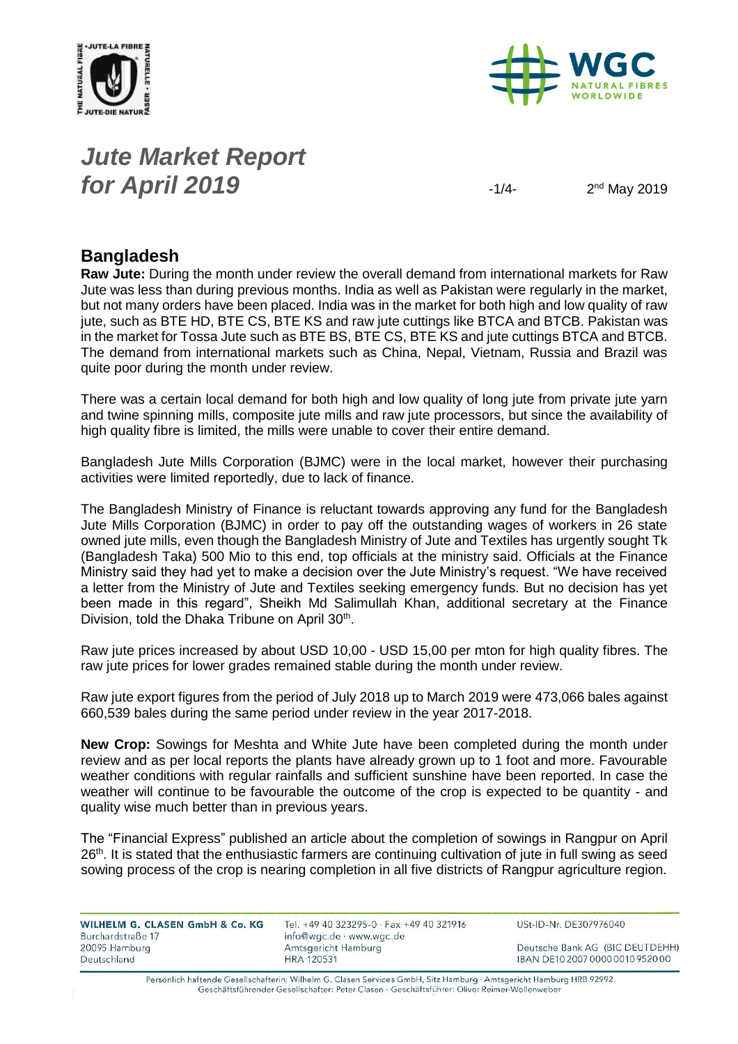# *Jute Market Report for April 2019*

2nd May 2019

## Bangladesh

**Raw Jute:** During the month under review the overall demand from international markets for Raw Jute was less than during previous months. India as well as Pakistan were regularly in the market, but not many orders have been placed. India was in the market for both high and low quality of raw jute, such as BTE HD, BTE CS, BTE KS and raw jute cuttings like BTCA and BTCB. Pakistan was in the market for Tossa Jute such as BTE BS, BTE CS, BTE KS and jute cuttings BTCA and BTCB. The demand from international markets such as China, Nepal, Vietnam, Russia and Brazil was quite poor during the month under review.

There was a certain local demand for both high and low quality of long jute from private jute yarn and twine spinning mills, composite jute mills and raw jute processors, but since the availability of high quality fibre is limited, the mills were unable to cover their entire demand.

Bangladesh Jute Mills Corporation (BJMC) were in the local market, however their purchasing activities were limited reportedly, due to lack of finance.

The Bangladesh Ministry of Finance is reluctant towards approving any fund for the Bangladesh Jute Mills Corporation (BJMC) in order to pay off the outstanding wages of workers in 26 state owned jute mills, even though the Bangladesh Ministry of Jute and Textiles has urgently sought Tk (Bangladesh Taka) 500 Mio to this end, top officials at the ministry said. Officials at the Finance Ministry said they had yet to make a decision over the Jute Ministry's request. "We have received a letter from the Ministry of Jute and Textiles seeking emergency funds. But no decision has yet been made in this regard", Sheikh Md Salimullah Khan, additional secretary at the Finance Division, told the Dhaka Tribune on April 30th.

Raw jute prices increased by about USD 10,00 - USD 15,00 per mton for high quality fibres. The raw jute prices for lower grades remained stable during the month under review.

Raw jute export figures from the period of July 2018 up to March 2019 were 473,066 bales against 660,539 bales during the same period under review in the year 2017-2018.

**New Crop:** Sowings for Meshta and White Jute have been completed during the month under review and as per local reports the plants have already grown up to 1 foot and more. Favourable weather conditions with regular rainfalls and sufficient sunshine have been reported. In case the weather will continue to be favourable the outcome of the crop is expected to be quantity - and quality wise much better than in previous years.

The "Financial Express" published an article about the completion of sowings in Rangpur on April 26th. It is stated that the enthusiastic farmers are continuing cultivation of jute in full swing as seed sowing process of the crop is nearing completion in all five districts of Rangpur agriculture region.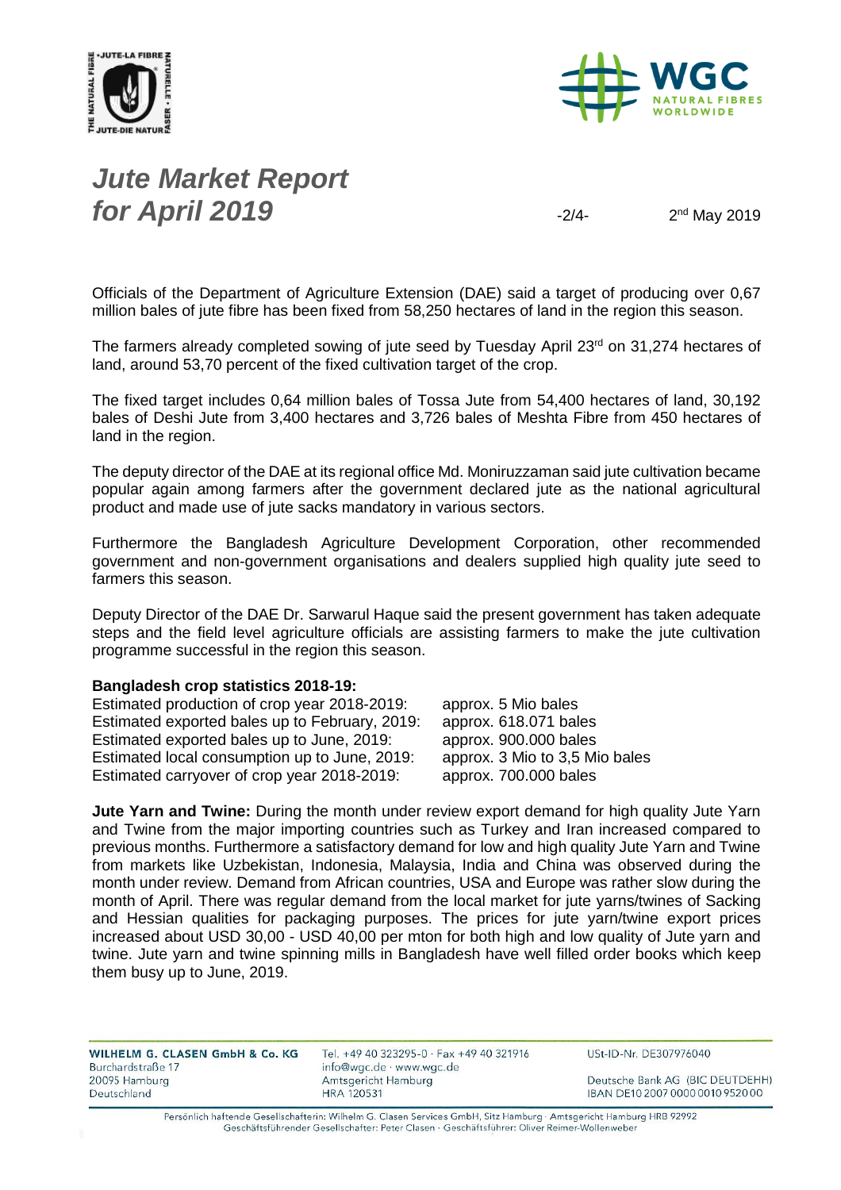# *Jute Market Report for April 2019*

2nd May 2019

Officials of the Department of Agriculture Extension (DAE) said a target of producing over 0,67 million bales of jute fibre has been fixed from 58,250 hectares of land in the region this season.

The farmers already completed sowing of jute seed by Tuesday April 23rd on 31,274 hectares of land, around 53,70 percent of the fixed cultivation target of the crop.

The fixed target includes 0,64 million bales of Tossa Jute from 54,400 hectares of land, 30,192 bales of Deshi Jute from 3,400 hectares and 3,726 bales of Meshta Fibre from 450 hectares of land in the region.

The deputy director of the DAE at its regional office Md. Moniruzzaman said jute cultivation became popular again among farmers after the government declared jute as the national agricultural product and made use of jute sacks mandatory in various sectors.

Furthermore the Bangladesh Agriculture Development Corporation, other recommended government and non-government organisations and dealers supplied high quality jute seed to farmers this season.

Deputy Director of the DAE Dr. Sarwarul Haque said the present government has taken adequate steps and the field level agriculture officials are assisting farmers to make the jute cultivation programme successful in the region this season.

**Bangladesh crop statistics 2018-19:**

| | |
|---|---|
| Estimated production of crop year 2018-2019: | approx. 5 Mio bales |
| Estimated exported bales up to February, 2019: | approx. 618.071 bales |
| Estimated exported bales up to June, 2019: | approx. 900.000 bales |
| Estimated local consumption up to June, 2019: | approx. 3 Mio to 3,5 Mio bales |
| Estimated carryover of crop year 2018-2019: | approx. 700.000 bales |

**Jute Yarn and Twine:** During the month under review export demand for high quality Jute Yarn and Twine from the major importing countries such as Turkey and Iran increased compared to previous months. Furthermore a satisfactory demand for low and high quality Jute Yarn and Twine from markets like Uzbekistan, Indonesia, Malaysia, India and China was observed during the month under review. Demand from African countries, USA and Europe was rather slow during the month of April. There was regular demand from the local market for jute yarns/twines of Sacking and Hessian qualities for packaging purposes. The prices for jute yarn/twine export prices increased about USD 30,00 - USD 40,00 per mton for both high and low quality of Jute yarn and twine. Jute yarn and twine spinning mills in Bangladesh have well filled order books which keep them busy up to June, 2019.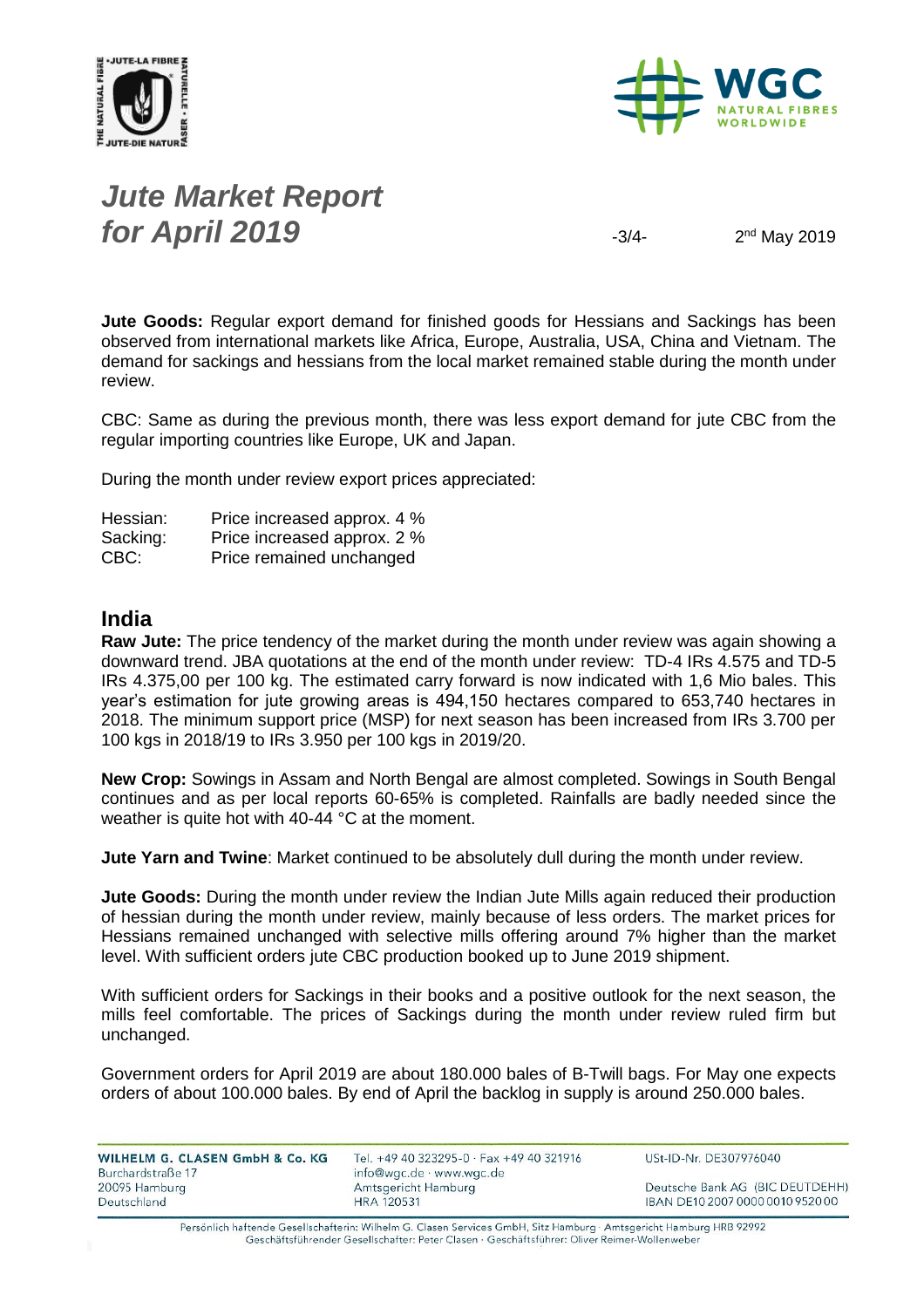**Jute Goods:** Regular export demand for finished goods for Hessians and Sackings has been observed from international markets like Africa, Europe, Australia, USA, China and Vietnam. The demand for sackings and hessians from the local market remained stable during the month under review.

CBC: Same as during the previous month, there was less export demand for jute CBC from the regular importing countries like Europe, UK and Japan.

During the month under review export prices appreciated:

| | |
|---|---|
| Hessian: | Price increased approx. 4 % |
| Sacking: | Price increased approx. 2 % |
| CBC: | Price remained unchanged |

## India

**Raw Jute:** The price tendency of the market during the month under review was again showing a downward trend. JBA quotations at the end of the month under review: TD-4 IRs 4.575 and TD-5 IRs 4.375,00 per 100 kg. The estimated carry forward is now indicated with 1,6 Mio bales. This year's estimation for jute growing areas is 494,150 hectares compared to 653,740 hectares in 2018. The minimum support price (MSP) for next season has been increased from IRs 3.700 per 100 kgs in 2018/19 to IRs 3.950 per 100 kgs in 2019/20.

**New Crop:** Sowings in Assam and North Bengal are almost completed. Sowings in South Bengal continues and as per local reports 60-65% is completed. Rainfalls are badly needed since the weather is quite hot with 40-44 °C at the moment.

**Jute Yarn and Twine**: Market continued to be absolutely dull during the month under review.

**Jute Goods:** During the month under review the Indian Jute Mills again reduced their production of hessian during the month under review, mainly because of less orders. The market prices for Hessians remained unchanged with selective mills offering around 7% higher than the market level. With sufficient orders jute CBC production booked up to June 2019 shipment.

With sufficient orders for Sackings in their books and a positive outlook for the next season, the mills feel comfortable. The prices of Sackings during the month under review ruled firm but unchanged.

Government orders for April 2019 are about 180.000 bales of B-Twill bags. For May one expects orders of about 100.000 bales. By end of April the backlog in supply is around 250.000 bales.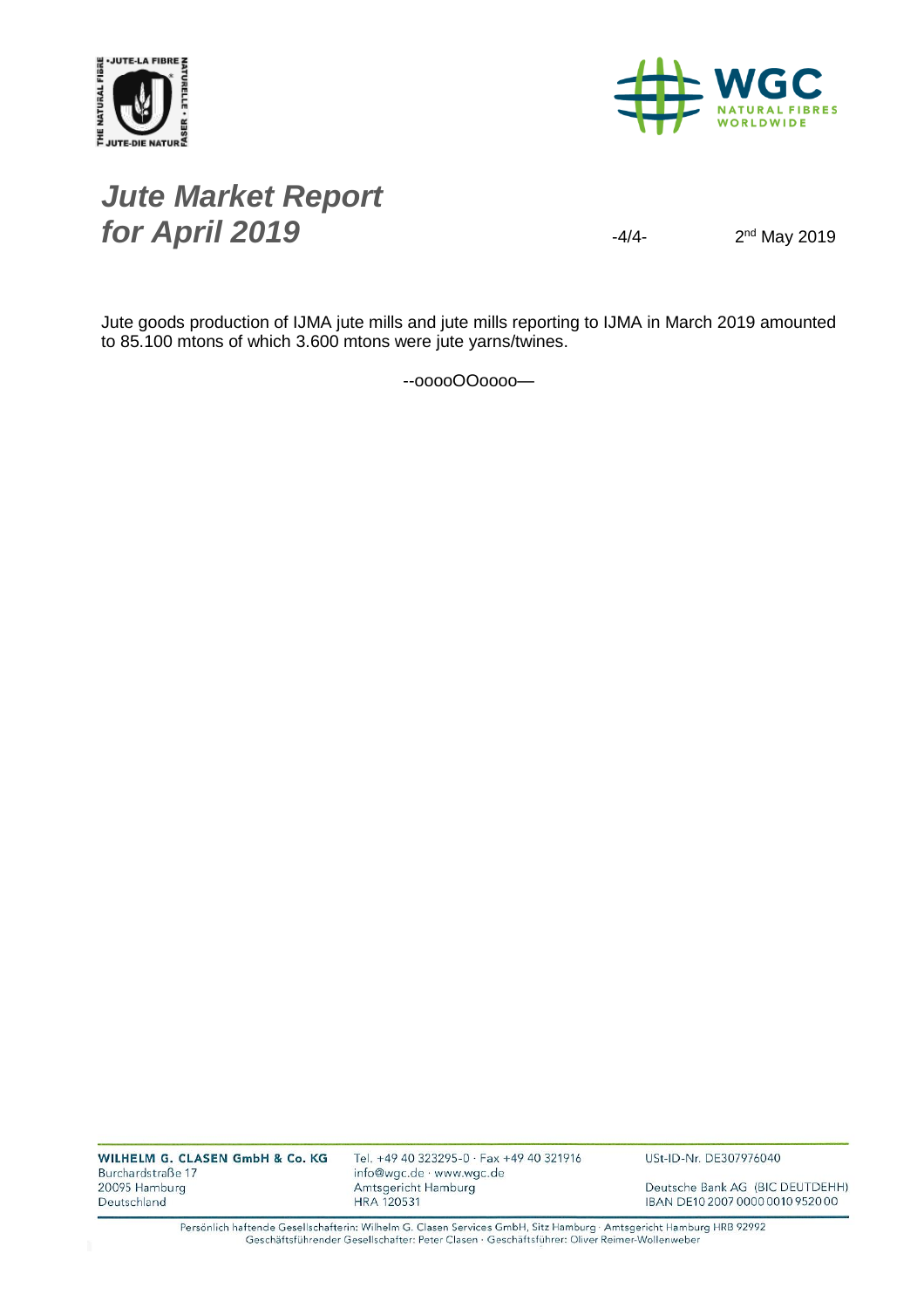*Jute Market Report for April 2019*

2nd May 2019

Jute goods production of IJMA jute mills and jute mills reporting to IJMA in March 2019 amounted to 85.100 mtons of which 3.600 mtons were jute yarns/twines.

--ooooOOoooo—

**WILHELM G. CLASEN GmbH & Co. KG**
Burchardstraße 17
20095 Hamburg
Deutschland

Tel. +49 40 323295-0 · Fax +49 40 321916
info@wgc.de · www.wgc.de
Amtsgericht Hamburg
HRA 120531

USt-ID-Nr. DE307976040

Deutsche Bank AG (BIC DEUTDEHH)
IBAN DE10 2007 0000 0010 9520 00

Persönlich haftende Gesellschafterin: Wilhelm G. Clasen Services GmbH, Sitz Hamburg · Amtsgericht Hamburg HRB 92992
Geschäftsführender Gesellschafter: Peter Clasen · Geschäftsführer: Oliver Reimer-Wollenweber